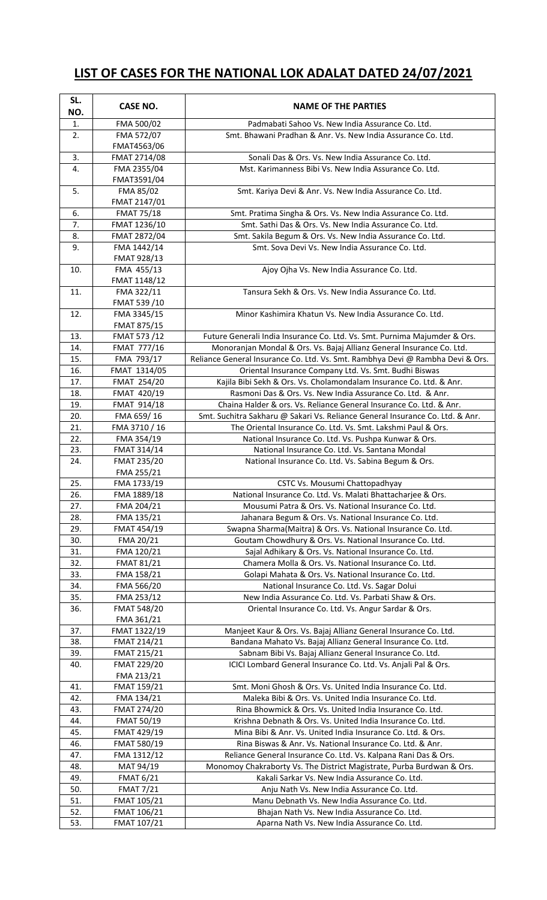# LIST OF CASES FOR THE NATIONAL LOK ADALAT DATED 24/07/2021

| SL. NO. | CASE NO. | NAME OF THE PARTIES |
|---|---|---|
| 1. | FMA 500/02 | Padmabati Sahoo Vs. New India Assurance Co. Ltd. |
| 2. | FMA 572/07 FMAT4563/06 | Smt. Bhawani Pradhan & Anr. Vs. New India Assurance Co. Ltd. |
| 3. | FMAT 2714/08 | Sonali Das & Ors. Vs. New India Assurance Co. Ltd. |
| 4. | FMA 2355/04 FMAT3591/04 | Mst. Karimanness Bibi Vs. New India Assurance Co. Ltd. |
| 5. | FMA 85/02 FMAT 2147/01 | Smt. Kariya Devi & Anr. Vs. New India Assurance Co. Ltd. |
| 6. | FMAT 75/18 | Smt. Pratima Singha & Ors. Vs. New India Assurance Co. Ltd. |
| 7. | FMAT 1236/10 | Smt. Sathi Das & Ors. Vs. New India Assurance Co. Ltd. |
| 8. | FMAT 2872/04 | Smt. Sakila Begum & Ors. Vs. New India Assurance Co. Ltd. |
| 9. | FMA 1442/14 FMAT 928/13 | Smt. Sova Devi Vs. New India Assurance Co. Ltd. |
| 10. | FMA 455/13 FMAT 1148/12 | Ajoy Ojha Vs. New India Assurance Co. Ltd. |
| 11. | FMA 322/11 FMAT 539 /10 | Tansura Sekh & Ors. Vs. New India Assurance Co. Ltd. |
| 12. | FMA 3345/15 FMAT 875/15 | Minor Kashimira Khatun Vs. New India Assurance Co. Ltd. |
| 13. | FMAT 573 /12 | Future Generali India Insurance Co. Ltd. Vs. Smt. Purnima Majumder & Ors. |
| 14. | FMAT 777/16 | Monoranjan Mondal & Ors. Vs. Bajaj Allianz General Insurance Co. Ltd. |
| 15. | FMA 793/17 | Reliance General Insurance Co. Ltd. Vs. Smt. Rambhya Devi @ Rambha Devi & Ors. |
| 16. | FMAT 1314/05 | Oriental Insurance Company Ltd. Vs. Smt. Budhi Biswas |
| 17. | FMAT 254/20 | Kajila Bibi Sekh & Ors. Vs. Cholamondalam Insurance Co. Ltd. & Anr. |
| 18. | FMAT 420/19 | Rasmoni Das & Ors. Vs. New India Assurance Co. Ltd. & Anr. |
| 19. | FMAT 914/18 | Chaina Halder & ors. Vs. Reliance General Insurance Co. Ltd. & Anr. |
| 20. | FMA 659/ 16 | Smt. Suchitra Sakharu @ Sakari Vs. Reliance General Insurance Co. Ltd. & Anr. |
| 21. | FMA 3710 / 16 | The Oriental Insurance Co. Ltd. Vs. Smt. Lakshmi Paul & Ors. |
| 22. | FMA 354/19 | National Insurance Co. Ltd. Vs. Pushpa Kunwar & Ors. |
| 23. | FMAT 314/14 | National Insurance Co. Ltd. Vs. Santana Mondal |
| 24. | FMAT 235/20 FMA 255/21 | National Insurance Co. Ltd. Vs. Sabina Begum & Ors. |
| 25. | FMA 1733/19 | CSTC Vs. Mousumi Chattopadhyay |
| 26. | FMA 1889/18 | National Insurance Co. Ltd. Vs. Malati Bhattacharjee & Ors. |
| 27. | FMA 204/21 | Mousumi Patra & Ors. Vs. National Insurance Co. Ltd. |
| 28. | FMA 135/21 | Jahanara Begum & Ors. Vs. National Insurance Co. Ltd. |
| 29. | FMAT 454/19 | Swapna Sharma(Maitra) & Ors. Vs. National Insurance Co. Ltd. |
| 30. | FMA 20/21 | Goutam Chowdhury & Ors. Vs. National Insurance Co. Ltd. |
| 31. | FMA 120/21 | Sajal Adhikary & Ors. Vs. National Insurance Co. Ltd. |
| 32. | FMAT 81/21 | Chamera Molla & Ors. Vs. National Insurance Co. Ltd. |
| 33. | FMA 158/21 | Golapi Mahata & Ors. Vs. National Insurance Co. Ltd. |
| 34. | FMA 566/20 | National Insurance Co. Ltd. Vs. Sagar Dolui |
| 35. | FMA 253/12 | New India Assurance Co. Ltd. Vs. Parbati Shaw & Ors. |
| 36. | FMAT 548/20 FMA 361/21 | Oriental Insurance Co. Ltd. Vs. Angur Sardar & Ors. |
| 37. | FMAT 1322/19 | Manjeet Kaur & Ors. Vs. Bajaj Allianz General Insurance Co. Ltd. |
| 38. | FMAT 214/21 | Bandana Mahato Vs. Bajaj Allianz General Insurance Co. Ltd. |
| 39. | FMAT 215/21 | Sabnam Bibi Vs. Bajaj Allianz General Insurance Co. Ltd. |
| 40. | FMAT 229/20 FMA 213/21 | ICICI Lombard General Insurance Co. Ltd. Vs. Anjali Pal & Ors. |
| 41. | FMAT 159/21 | Smt. Moni Ghosh & Ors. Vs. United India Insurance Co. Ltd. |
| 42. | FMA 134/21 | Maleka Bibi & Ors. Vs. United India Insurance Co. Ltd. |
| 43. | FMAT 274/20 | Rina Bhowmick & Ors. Vs. United India Insurance Co. Ltd. |
| 44. | FMAT 50/19 | Krishna Debnath & Ors. Vs. United India Insurance Co. Ltd. |
| 45. | FMAT 429/19 | Mina Bibi & Anr. Vs. United India Insurance Co. Ltd. & Ors. |
| 46. | FMAT 580/19 | Rina Biswas & Anr. Vs. National Insurance Co. Ltd. & Anr. |
| 47. | FMA 1312/12 | Reliance General Insurance Co. Ltd. Vs. Kalpana Rani Das & Ors. |
| 48. | MAT 94/19 | Monomoy Chakraborty Vs. The District Magistrate, Purba Burdwan & Ors. |
| 49. | FMAT 6/21 | Kakali Sarkar Vs. New India Assurance Co. Ltd. |
| 50. | FMAT 7/21 | Anju Nath Vs. New India Assurance Co. Ltd. |
| 51. | FMAT 105/21 | Manu Debnath Vs. New India Assurance Co. Ltd. |
| 52. | FMAT 106/21 | Bhajan Nath Vs. New India Assurance Co. Ltd. |
| 53. | FMAT 107/21 | Aparna Nath Vs. New India Assurance Co. Ltd. |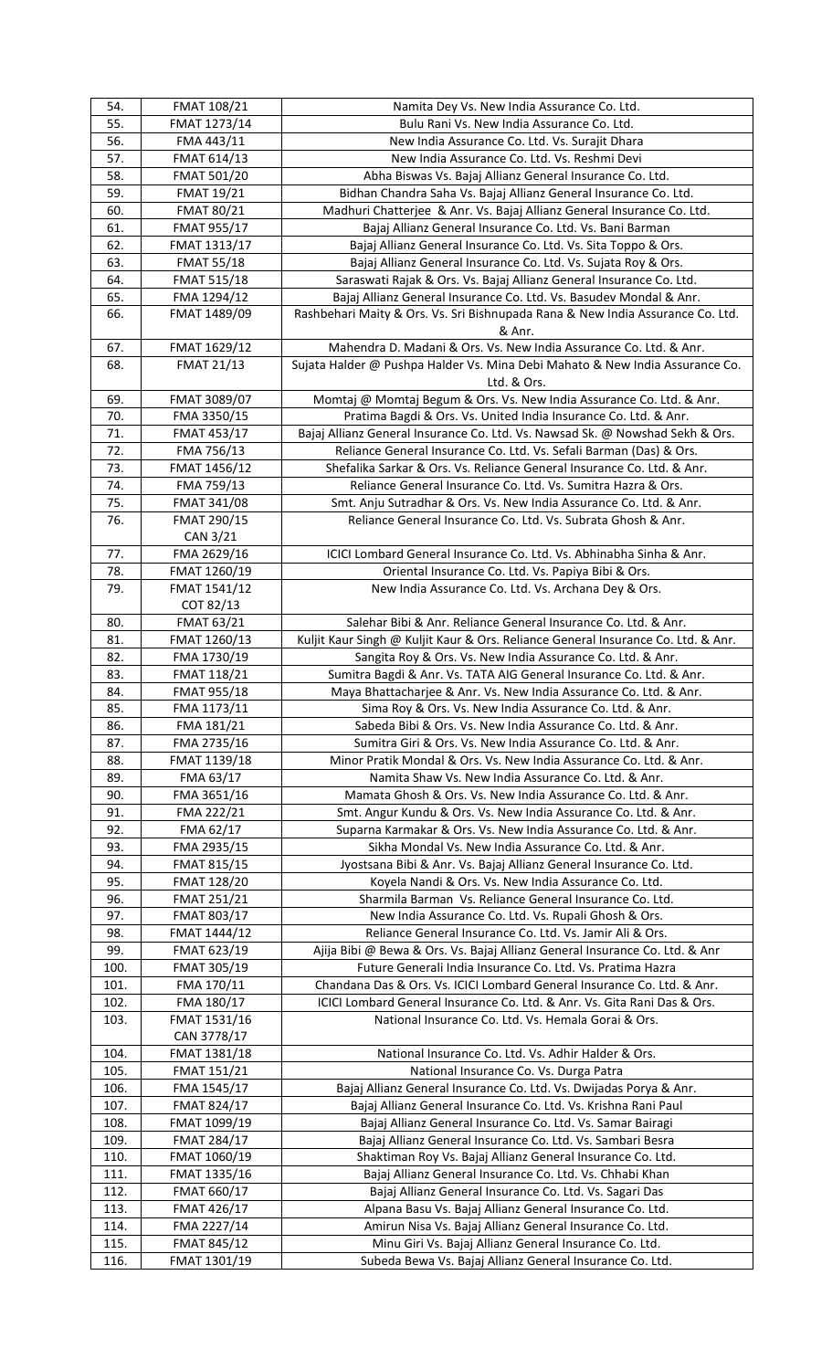| 54. | FMAT 108/21 | Namita Dey Vs. New India Assurance Co. Ltd. |
|---|---|---|
| 55. | FMAT 1273/14 | Bulu Rani Vs. New India Assurance Co. Ltd. |
| 56. | FMA 443/11 | New India Assurance Co. Ltd. Vs. Surajit Dhara |
| 57. | FMAT 614/13 | New India Assurance Co. Ltd. Vs. Reshmi Devi |
| 58. | FMAT 501/20 | Abha Biswas Vs. Bajaj Allianz General Insurance Co. Ltd. |
| 59. | FMAT 19/21 | Bidhan Chandra Saha Vs. Bajaj Allianz General Insurance Co. Ltd. |
| 60. | FMAT 80/21 | Madhuri Chatterjee & Anr. Vs. Bajaj Allianz General Insurance Co. Ltd. |
| 61. | FMAT 955/17 | Bajaj Allianz General Insurance Co. Ltd. Vs. Bani Barman |
| 62. | FMAT 1313/17 | Bajaj Allianz General Insurance Co. Ltd. Vs. Sita Toppo & Ors. |
| 63. | FMAT 55/18 | Bajaj Allianz General Insurance Co. Ltd. Vs. Sujata Roy & Ors. |
| 64. | FMAT 515/18 | Saraswati Rajak & Ors. Vs. Bajaj Allianz General Insurance Co. Ltd. |
| 65. | FMA 1294/12 | Bajaj Allianz General Insurance Co. Ltd. Vs. Basudev Mondal & Anr. |
| 66. | FMAT 1489/09 | Rashbehari Maity & Ors. Vs. Sri Bishnupada Rana & New India Assurance Co. Ltd. & Anr. |
| 67. | FMAT 1629/12 | Mahendra D. Madani & Ors. Vs. New India Assurance Co. Ltd. & Anr. |
| 68. | FMAT 21/13 | Sujata Halder @ Pushpa Halder Vs. Mina Debi Mahato & New India Assurance Co. Ltd. & Ors. |
| 69. | FMAT 3089/07 | Momtaj @ Momtaj Begum & Ors. Vs. New India Assurance Co. Ltd. & Anr. |
| 70. | FMA 3350/15 | Pratima Bagdi & Ors. Vs. United India Insurance Co. Ltd. & Anr. |
| 71. | FMAT 453/17 | Bajaj Allianz General Insurance Co. Ltd. Vs. Nawsad Sk. @ Nowshad Sekh & Ors. |
| 72. | FMA 756/13 | Reliance General Insurance Co. Ltd. Vs. Sefali Barman (Das) & Ors. |
| 73. | FMAT 1456/12 | Shefalika Sarkar & Ors. Vs. Reliance General Insurance Co. Ltd. & Anr. |
| 74. | FMA 759/13 | Reliance General Insurance Co. Ltd. Vs. Sumitra Hazra & Ors. |
| 75. | FMAT 341/08 | Smt. Anju Sutradhar & Ors. Vs. New India Assurance Co. Ltd. & Anr. |
| 76. | FMAT 290/15 CAN 3/21 | Reliance General Insurance Co. Ltd. Vs. Subrata Ghosh & Anr. |
| 77. | FMA 2629/16 | ICICI Lombard General Insurance Co. Ltd. Vs. Abhinabha Sinha & Anr. |
| 78. | FMAT 1260/19 | Oriental Insurance Co. Ltd. Vs. Papiya Bibi & Ors. |
| 79. | FMAT 1541/12 COT 82/13 | New India Assurance Co. Ltd. Vs. Archana Dey & Ors. |
| 80. | FMAT 63/21 | Salehar Bibi & Anr. Reliance General Insurance Co. Ltd. & Anr. |
| 81. | FMAT 1260/13 | Kuljit Kaur Singh @ Kuljit Kaur & Ors. Reliance General Insurance Co. Ltd. & Anr. |
| 82. | FMA 1730/19 | Sangita Roy & Ors. Vs. New India Assurance Co. Ltd. & Anr. |
| 83. | FMAT 118/21 | Sumitra Bagdi & Anr. Vs. TATA AIG General Insurance Co. Ltd. & Anr. |
| 84. | FMAT 955/18 | Maya Bhattacharjee & Anr. Vs. New India Assurance Co. Ltd. & Anr. |
| 85. | FMA 1173/11 | Sima Roy & Ors. Vs. New India Assurance Co. Ltd. & Anr. |
| 86. | FMA 181/21 | Sabeda Bibi & Ors. Vs. New India Assurance Co. Ltd. & Anr. |
| 87. | FMA 2735/16 | Sumitra Giri & Ors. Vs. New India Assurance Co. Ltd. & Anr. |
| 88. | FMAT 1139/18 | Minor Pratik Mondal & Ors. Vs. New India Assurance Co. Ltd. & Anr. |
| 89. | FMA 63/17 | Namita Shaw Vs. New India Assurance Co. Ltd. & Anr. |
| 90. | FMA 3651/16 | Mamata Ghosh & Ors. Vs. New India Assurance Co. Ltd. & Anr. |
| 91. | FMA 222/21 | Smt. Angur Kundu & Ors. Vs. New India Assurance Co. Ltd. & Anr. |
| 92. | FMA 62/17 | Suparna Karmakar & Ors. Vs. New India Assurance Co. Ltd. & Anr. |
| 93. | FMA 2935/15 | Sikha Mondal Vs. New India Assurance Co. Ltd. & Anr. |
| 94. | FMAT 815/15 | Jyostsana Bibi & Anr. Vs. Bajaj Allianz General Insurance Co. Ltd. |
| 95. | FMAT 128/20 | Koyela Nandi & Ors. Vs. New India Assurance Co. Ltd. |
| 96. | FMAT 251/21 | Sharmila Barman Vs. Reliance General Insurance Co. Ltd. |
| 97. | FMAT 803/17 | New India Assurance Co. Ltd. Vs. Rupali Ghosh & Ors. |
| 98. | FMAT 1444/12 | Reliance General Insurance Co. Ltd. Vs. Jamir Ali & Ors. |
| 99. | FMAT 623/19 | Ajija Bibi @ Bewa & Ors. Vs. Bajaj Allianz General Insurance Co. Ltd. & Anr |
| 100. | FMAT 305/19 | Future Generali India Insurance Co. Ltd. Vs. Pratima Hazra |
| 101. | FMA 170/11 | Chandana Das & Ors. Vs. ICICI Lombard General Insurance Co. Ltd. & Anr. |
| 102. | FMA 180/17 | ICICI Lombard General Insurance Co. Ltd. & Anr. Vs. Gita Rani Das & Ors. |
| 103. | FMAT 1531/16 CAN 3778/17 | National Insurance Co. Ltd. Vs. Hemala Gorai & Ors. |
| 104. | FMAT 1381/18 | National Insurance Co. Ltd. Vs. Adhir Halder & Ors. |
| 105. | FMAT 151/21 | National Insurance Co. Vs. Durga Patra |
| 106. | FMA 1545/17 | Bajaj Allianz General Insurance Co. Ltd. Vs. Dwijadas Porya & Anr. |
| 107. | FMAT 824/17 | Bajaj Allianz General Insurance Co. Ltd. Vs. Krishna Rani Paul |
| 108. | FMAT 1099/19 | Bajaj Allianz General Insurance Co. Ltd. Vs. Samar Bairagi |
| 109. | FMAT 284/17 | Bajaj Allianz General Insurance Co. Ltd. Vs. Sambari Besra |
| 110. | FMAT 1060/19 | Shaktiman Roy Vs. Bajaj Allianz General Insurance Co. Ltd. |
| 111. | FMAT 1335/16 | Bajaj Allianz General Insurance Co. Ltd. Vs. Chhabi Khan |
| 112. | FMAT 660/17 | Bajaj Allianz General Insurance Co. Ltd. Vs. Sagari Das |
| 113. | FMAT 426/17 | Alpana Basu Vs. Bajaj Allianz General Insurance Co. Ltd. |
| 114. | FMA 2227/14 | Amirun Nisa Vs. Bajaj Allianz General Insurance Co. Ltd. |
| 115. | FMAT 845/12 | Minu Giri Vs. Bajaj Allianz General Insurance Co. Ltd. |
| 116. | FMAT 1301/19 | Subeda Bewa Vs. Bajaj Allianz General Insurance Co. Ltd. |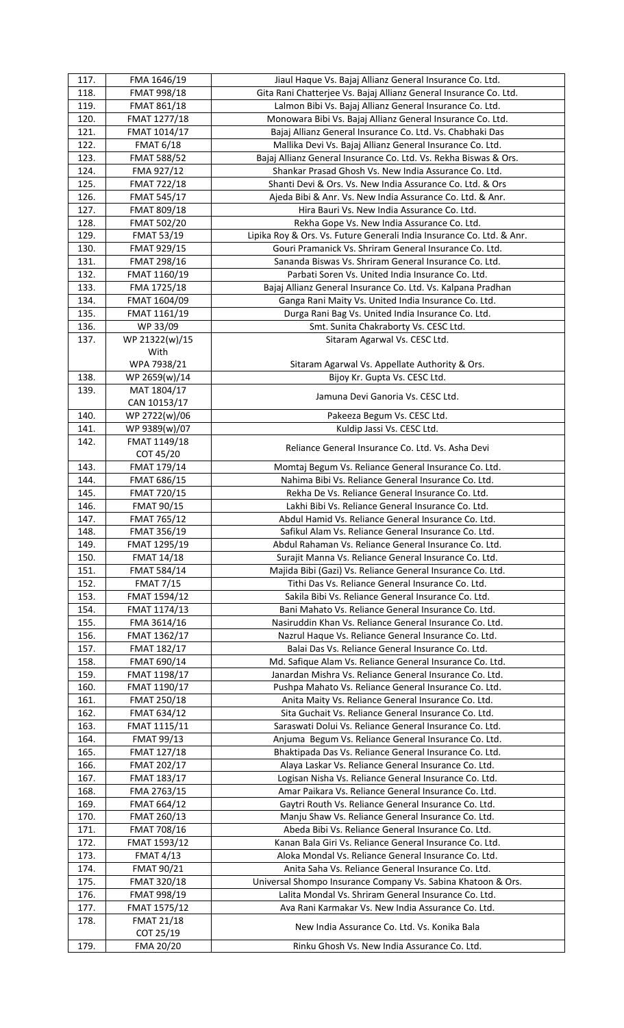| | | |
|---|---|---|
| 117. | FMA 1646/19 | Jiaul Haque Vs. Bajaj Allianz General Insurance Co. Ltd. |
| 118. | FMAT 998/18 | Gita Rani Chatterjee Vs. Bajaj Allianz General Insurance Co. Ltd. |
| 119. | FMAT 861/18 | Lalmon Bibi Vs. Bajaj Allianz General Insurance Co. Ltd. |
| 120. | FMAT 1277/18 | Monowara Bibi Vs. Bajaj Allianz General Insurance Co. Ltd. |
| 121. | FMAT 1014/17 | Bajaj Allianz General Insurance Co. Ltd. Vs. Chabhaki Das |
| 122. | FMAT 6/18 | Mallika Devi Vs. Bajaj Allianz General Insurance Co. Ltd. |
| 123. | FMAT 588/52 | Bajaj Allianz General Insurance Co. Ltd. Vs. Rekha Biswas & Ors. |
| 124. | FMA 927/12 | Shankar Prasad Ghosh Vs. New India Assurance Co. Ltd. |
| 125. | FMAT 722/18 | Shanti Devi & Ors. Vs. New India Assurance Co. Ltd. & Ors |
| 126. | FMAT 545/17 | Ajeda Bibi & Anr. Vs. New India Assurance Co. Ltd. & Anr. |
| 127. | FMAT 809/18 | Hira Bauri Vs. New India Assurance Co. Ltd. |
| 128. | FMAT 502/20 | Rekha Gope Vs. New India Assurance Co. Ltd. |
| 129. | FMAT 53/19 | Lipika Roy & Ors. Vs. Future Generali India Insurance Co. Ltd. & Anr. |
| 130. | FMAT 929/15 | Gouri Pramanick Vs. Shriram General Insurance Co. Ltd. |
| 131. | FMAT 298/16 | Sananda Biswas Vs. Shriram General Insurance Co. Ltd. |
| 132. | FMAT 1160/19 | Parbati Soren Vs. United India Insurance Co. Ltd. |
| 133. | FMA 1725/18 | Bajaj Allianz General Insurance Co. Ltd. Vs. Kalpana Pradhan |
| 134. | FMAT 1604/09 | Ganga Rani Maity Vs. United India Insurance Co. Ltd. |
| 135. | FMAT 1161/19 | Durga Rani Bag Vs. United India Insurance Co. Ltd. |
| 136. | WP 33/09 | Smt. Sunita Chakraborty Vs. CESC Ltd. |
| 137. | WP 21322(w)/15<br>With<br>WPA 7938/21 | Sitaram Agarwal Vs. CESC Ltd.<br><br>Sitaram Agarwal Vs. Appellate Authority & Ors. |
| 138. | WP 2659(w)/14 | Bijoy Kr. Gupta Vs. CESC Ltd. |
| 139. | MAT 1804/17<br>CAN 10153/17 | Jamuna Devi Ganoria Vs. CESC Ltd. |
| 140. | WP 2722(w)/06 | Pakeeza Begum Vs. CESC Ltd. |
| 141. | WP 9389(w)/07 | Kuldip Jassi Vs. CESC Ltd. |
| 142. | FMAT 1149/18<br>COT 45/20 | Reliance General Insurance Co. Ltd. Vs. Asha Devi |
| 143. | FMAT 179/14 | Momtaj Begum Vs. Reliance General Insurance Co. Ltd. |
| 144. | FMAT 686/15 | Nahima Bibi Vs. Reliance General Insurance Co. Ltd. |
| 145. | FMAT 720/15 | Rekha De Vs. Reliance General Insurance Co. Ltd. |
| 146. | FMAT 90/15 | Lakhi Bibi Vs. Reliance General Insurance Co. Ltd. |
| 147. | FMAT 765/12 | Abdul Hamid Vs. Reliance General Insurance Co. Ltd. |
| 148. | FMAT 356/19 | Safikul Alam Vs. Reliance General Insurance Co. Ltd. |
| 149. | FMAT 1295/19 | Abdul Rahaman Vs. Reliance General Insurance Co. Ltd. |
| 150. | FMAT 14/18 | Surajit Manna Vs. Reliance General Insurance Co. Ltd. |
| 151. | FMAT 584/14 | Majida Bibi (Gazi) Vs. Reliance General Insurance Co. Ltd. |
| 152. | FMAT 7/15 | Tithi Das Vs. Reliance General Insurance Co. Ltd. |
| 153. | FMAT 1594/12 | Sakila Bibi Vs. Reliance General Insurance Co. Ltd. |
| 154. | FMAT 1174/13 | Bani Mahato Vs. Reliance General Insurance Co. Ltd. |
| 155. | FMA 3614/16 | Nasiruddin Khan Vs. Reliance General Insurance Co. Ltd. |
| 156. | FMAT 1362/17 | Nazrul Haque Vs. Reliance General Insurance Co. Ltd. |
| 157. | FMAT 182/17 | Balai Das Vs. Reliance General Insurance Co. Ltd. |
| 158. | FMAT 690/14 | Md. Safique Alam Vs. Reliance General Insurance Co. Ltd. |
| 159. | FMAT 1198/17 | Janardan Mishra Vs. Reliance General Insurance Co. Ltd. |
| 160. | FMAT 1190/17 | Pushpa Mahato Vs. Reliance General Insurance Co. Ltd. |
| 161. | FMAT 250/18 | Anita Maity Vs. Reliance General Insurance Co. Ltd. |
| 162. | FMAT 634/12 | Sita Guchait Vs. Reliance General Insurance Co. Ltd. |
| 163. | FMAT 1115/11 | Saraswati Dolui Vs. Reliance General Insurance Co. Ltd. |
| 164. | FMAT 99/13 | Anjuma Begum Vs. Reliance General Insurance Co. Ltd. |
| 165. | FMAT 127/18 | Bhaktipada Das Vs. Reliance General Insurance Co. Ltd. |
| 166. | FMAT 202/17 | Alaya Laskar Vs. Reliance General Insurance Co. Ltd. |
| 167. | FMAT 183/17 | Logisan Nisha Vs. Reliance General Insurance Co. Ltd. |
| 168. | FMA 2763/15 | Amar Paikara Vs. Reliance General Insurance Co. Ltd. |
| 169. | FMAT 664/12 | Gaytri Routh Vs. Reliance General Insurance Co. Ltd. |
| 170. | FMAT 260/13 | Manju Shaw Vs. Reliance General Insurance Co. Ltd. |
| 171. | FMAT 708/16 | Abeda Bibi Vs. Reliance General Insurance Co. Ltd. |
| 172. | FMAT 1593/12 | Kanan Bala Giri Vs. Reliance General Insurance Co. Ltd. |
| 173. | FMAT 4/13 | Aloka Mondal Vs. Reliance General Insurance Co. Ltd. |
| 174. | FMAT 90/21 | Anita Saha Vs. Reliance General Insurance Co. Ltd. |
| 175. | FMAT 320/18 | Universal Shompo Insurance Company Vs. Sabina Khatoon & Ors. |
| 176. | FMAT 998/19 | Lalita Mondal Vs. Shriram General Insurance Co. Ltd. |
| 177. | FMAT 1575/12 | Ava Rani Karmakar Vs. New India Assurance Co. Ltd. |
| 178. | FMAT 21/18<br>COT 25/19 | New India Assurance Co. Ltd. Vs. Konika Bala |
| 179. | FMA 20/20 | Rinku Ghosh Vs. New India Assurance Co. Ltd. |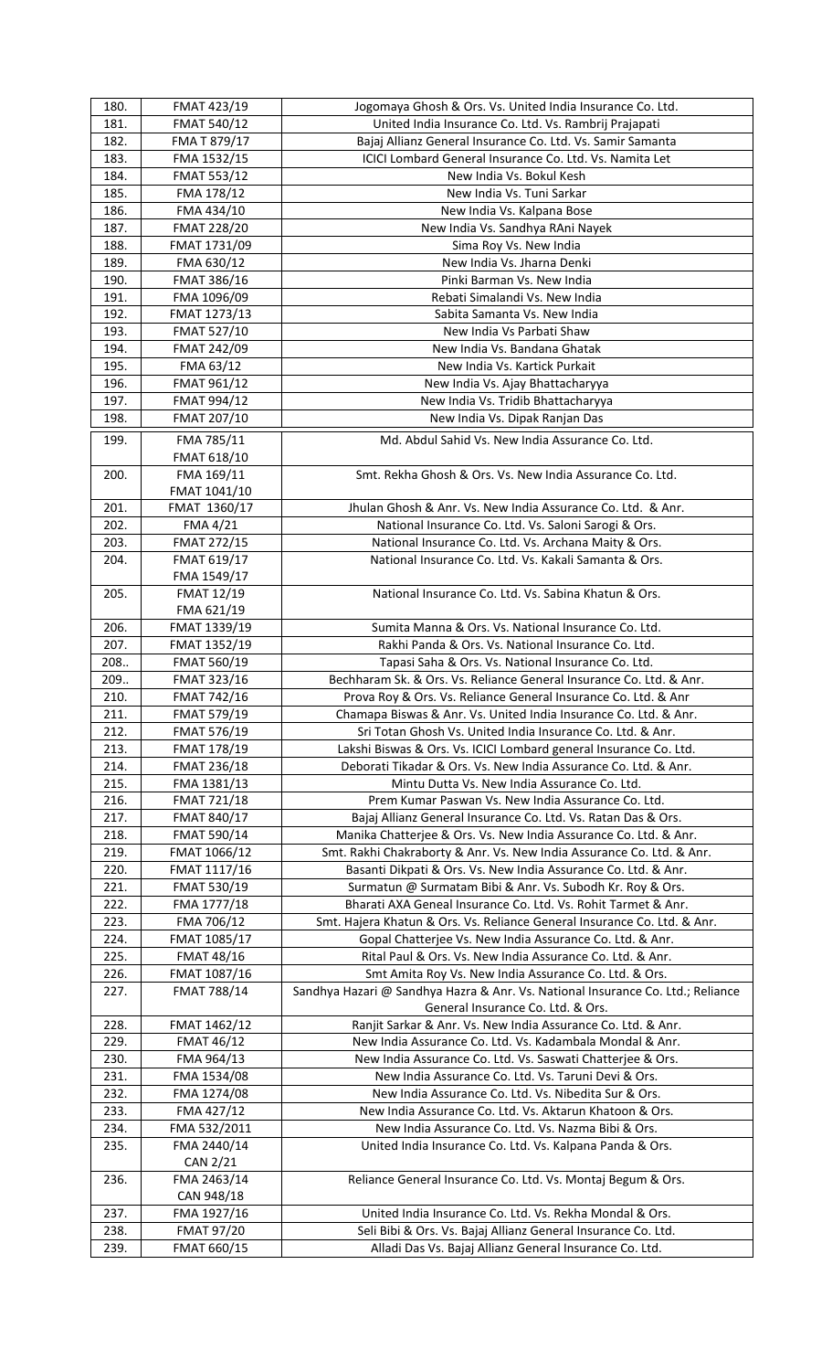| 180. | FMAT 423/19 | Jogomaya Ghosh & Ors. Vs. United India Insurance Co. Ltd. |
|---|---|---|
| 181. | FMAT 540/12 | United India Insurance Co. Ltd. Vs. Rambrij Prajapati |
| 182. | FMA T 879/17 | Bajaj Allianz General Insurance Co. Ltd. Vs. Samir Samanta |
| 183. | FMA 1532/15 | ICICI Lombard General Insurance Co. Ltd. Vs. Namita Let |
| 184. | FMAT 553/12 | New India Vs. Bokul Kesh |
| 185. | FMA 178/12 | New India Vs. Tuni Sarkar |
| 186. | FMA 434/10 | New India Vs. Kalpana Bose |
| 187. | FMAT 228/20 | New India Vs. Sandhya RAni Nayek |
| 188. | FMAT 1731/09 | Sima Roy Vs. New India |
| 189. | FMA 630/12 | New India Vs. Jharna Denki |
| 190. | FMAT 386/16 | Pinki Barman Vs. New India |
| 191. | FMA 1096/09 | Rebati Simalandi Vs. New India |
| 192. | FMAT 1273/13 | Sabita Samanta Vs. New India |
| 193. | FMAT 527/10 | New India Vs Parbati Shaw |
| 194. | FMAT 242/09 | New India Vs. Bandana Ghatak |
| 195. | FMA 63/12 | New India Vs. Kartick Purkait |
| 196. | FMAT 961/12 | New India Vs. Ajay Bhattacharyya |
| 197. | FMAT 994/12 | New India Vs. Tridib Bhattacharyya |
| 198. | FMAT 207/10 | New India Vs. Dipak Ranjan Das |
| 199. | FMA 785/11<br>FMAT 618/10 | Md. Abdul Sahid Vs. New India Assurance Co. Ltd. |
| 200. | FMA 169/11<br>FMAT 1041/10 | Smt. Rekha Ghosh & Ors. Vs. New India Assurance Co. Ltd. |
| 201. | FMAT 1360/17 | Jhulan Ghosh & Anr. Vs. New India Assurance Co. Ltd. & Anr. |
| 202. | FMA 4/21 | National Insurance Co. Ltd. Vs. Saloni Sarogi & Ors. |
| 203. | FMAT 272/15 | National Insurance Co. Ltd. Vs. Archana Maity & Ors. |
| 204. | FMAT 619/17<br>FMA 1549/17 | National Insurance Co. Ltd. Vs. Kakali Samanta & Ors. |
| 205. | FMAT 12/19<br>FMA 621/19 | National Insurance Co. Ltd. Vs. Sabina Khatun & Ors. |
| 206. | FMAT 1339/19 | Sumita Manna & Ors. Vs. National Insurance Co. Ltd. |
| 207. | FMAT 1352/19 | Rakhi Panda & Ors. Vs. National Insurance Co. Ltd. |
| 208.. | FMAT 560/19 | Tapasi Saha & Ors. Vs. National Insurance Co. Ltd. |
| 209.. | FMAT 323/16 | Bechharam Sk. & Ors. Vs. Reliance General Insurance Co. Ltd. & Anr. |
| 210. | FMAT 742/16 | Prova Roy & Ors. Vs. Reliance General Insurance Co. Ltd. & Anr |
| 211. | FMAT 579/19 | Chamapa Biswas & Anr. Vs. United India Insurance Co. Ltd. & Anr. |
| 212. | FMAT 576/19 | Sri Totan Ghosh Vs. United India Insurance Co. Ltd. & Anr. |
| 213. | FMAT 178/19 | Lakshi Biswas & Ors. Vs. ICICI Lombard general Insurance Co. Ltd. |
| 214. | FMAT 236/18 | Deborati Tikadar & Ors. Vs. New India Assurance Co. Ltd. & Anr. |
| 215. | FMA 1381/13 | Mintu Dutta Vs. New India Assurance Co. Ltd. |
| 216. | FMAT 721/18 | Prem Kumar Paswan Vs. New India Assurance Co. Ltd. |
| 217. | FMAT 840/17 | Bajaj Allianz General Insurance Co. Ltd. Vs. Ratan Das & Ors. |
| 218. | FMAT 590/14 | Manika Chatterjee & Ors. Vs. New India Assurance Co. Ltd. & Anr. |
| 219. | FMAT 1066/12 | Smt. Rakhi Chakraborty & Anr. Vs. New India Assurance Co. Ltd. & Anr. |
| 220. | FMAT 1117/16 | Basanti Dikpati & Ors. Vs. New India Assurance Co. Ltd. & Anr. |
| 221. | FMAT 530/19 | Surmatun @ Surmatam Bibi & Anr. Vs. Subodh Kr. Roy & Ors. |
| 222. | FMA 1777/18 | Bharati AXA Geneal Insurance Co. Ltd. Vs. Rohit Tarmet & Anr. |
| 223. | FMA 706/12 | Smt. Hajera Khatun & Ors. Vs. Reliance General Insurance Co. Ltd. & Anr. |
| 224. | FMAT 1085/17 | Gopal Chatterjee Vs. New India Assurance Co. Ltd. & Anr. |
| 225. | FMAT 48/16 | Rital Paul & Ors. Vs. New India Assurance Co. Ltd. & Anr. |
| 226. | FMAT 1087/16 | Smt Amita Roy Vs. New India Assurance Co. Ltd. & Ors. |
| 227. | FMAT 788/14 | Sandhya Hazari @ Sandhya Hazra & Anr. Vs. National Insurance Co. Ltd.; Reliance General Insurance Co. Ltd. & Ors. |
| 228. | FMAT 1462/12 | Ranjit Sarkar & Anr. Vs. New India Assurance Co. Ltd. & Anr. |
| 229. | FMAT 46/12 | New India Assurance Co. Ltd. Vs. Kadambala Mondal & Anr. |
| 230. | FMA 964/13 | New India Assurance Co. Ltd. Vs. Saswati Chatterjee & Ors. |
| 231. | FMA 1534/08 | New India Assurance Co. Ltd. Vs. Taruni Devi & Ors. |
| 232. | FMA 1274/08 | New India Assurance Co. Ltd. Vs. Nibedita Sur & Ors. |
| 233. | FMA 427/12 | New India Assurance Co. Ltd. Vs. Aktarun Khatoon & Ors. |
| 234. | FMA 532/2011 | New India Assurance Co. Ltd. Vs. Nazma Bibi & Ors. |
| 235. | FMA 2440/14<br>CAN 2/21 | United India Insurance Co. Ltd. Vs. Kalpana Panda & Ors. |
| 236. | FMA 2463/14<br>CAN 948/18 | Reliance General Insurance Co. Ltd. Vs. Montaj Begum & Ors. |
| 237. | FMA 1927/16 | United India Insurance Co. Ltd. Vs. Rekha Mondal & Ors. |
| 238. | FMAT 97/20 | Seli Bibi & Ors. Vs. Bajaj Allianz General Insurance Co. Ltd. |
| 239. | FMAT 660/15 | Alladi Das Vs. Bajaj Allianz General Insurance Co. Ltd. |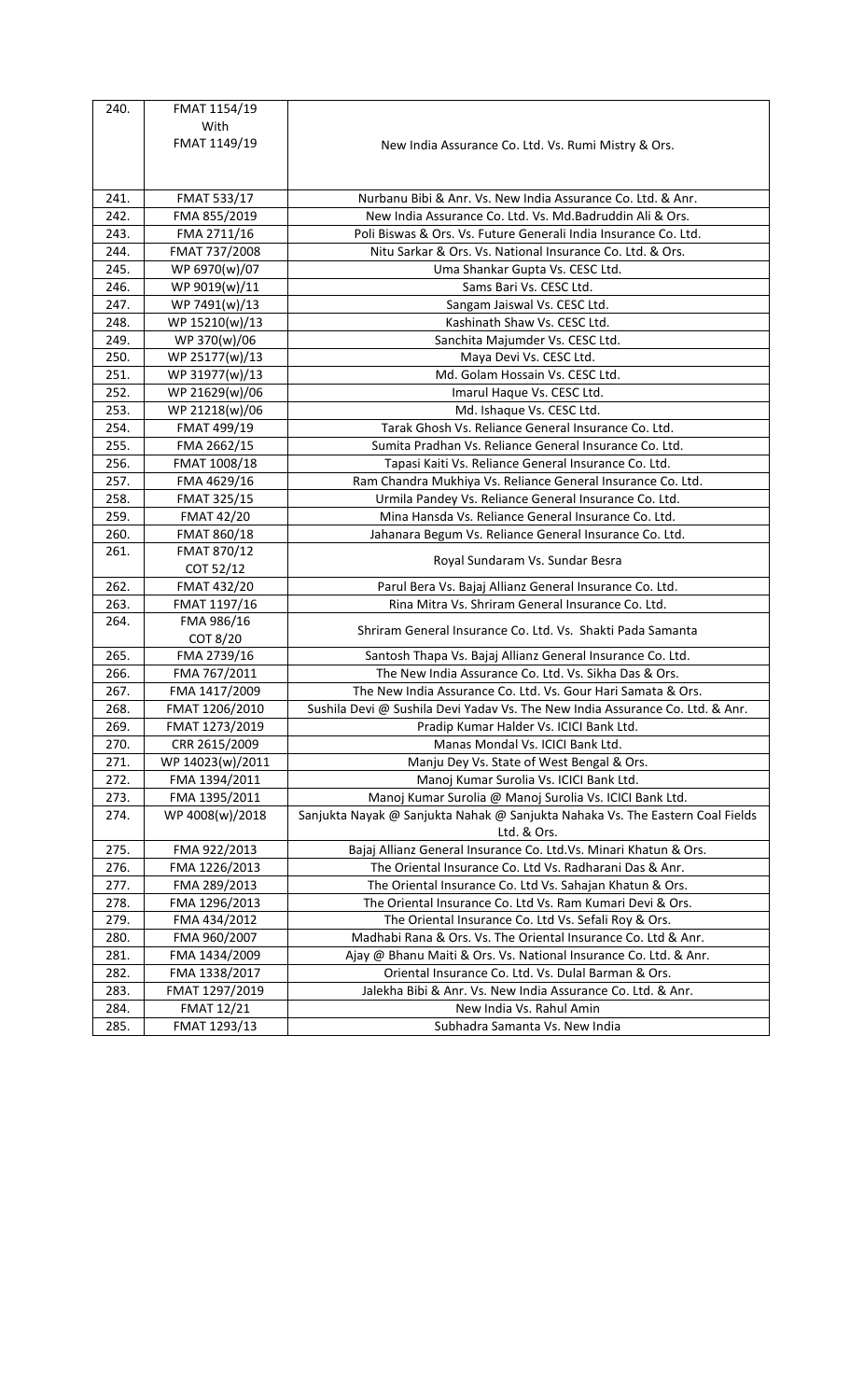| | | |
|---|---|---|
| 240. | FMAT 1154/19 With FMAT 1149/19 | New India Assurance Co. Ltd. Vs. Rumi Mistry & Ors. |
| 241. | FMAT 533/17 | Nurbanu Bibi & Anr. Vs. New India Assurance Co. Ltd. & Anr. |
| 242. | FMA 855/2019 | New India Assurance Co. Ltd. Vs. Md.Badruddin Ali & Ors. |
| 243. | FMA 2711/16 | Poli Biswas & Ors. Vs. Future Generali India Insurance Co. Ltd. |
| 244. | FMAT 737/2008 | Nitu Sarkar & Ors. Vs. National Insurance Co. Ltd. & Ors. |
| 245. | WP 6970(w)/07 | Uma Shankar Gupta Vs. CESC Ltd. |
| 246. | WP 9019(w)/11 | Sams Bari Vs. CESC Ltd. |
| 247. | WP 7491(w)/13 | Sangam Jaiswal Vs. CESC Ltd. |
| 248. | WP 15210(w)/13 | Kashinath Shaw Vs. CESC Ltd. |
| 249. | WP 370(w)/06 | Sanchita Majumder Vs. CESC Ltd. |
| 250. | WP 25177(w)/13 | Maya Devi Vs. CESC Ltd. |
| 251. | WP 31977(w)/13 | Md. Golam Hossain Vs. CESC Ltd. |
| 252. | WP 21629(w)/06 | Imarul Haque Vs. CESC Ltd. |
| 253. | WP 21218(w)/06 | Md. Ishaque Vs. CESC Ltd. |
| 254. | FMAT 499/19 | Tarak Ghosh Vs. Reliance General Insurance Co. Ltd. |
| 255. | FMA 2662/15 | Sumita Pradhan Vs. Reliance General Insurance Co. Ltd. |
| 256. | FMAT 1008/18 | Tapasi Kaiti Vs. Reliance General Insurance Co. Ltd. |
| 257. | FMA 4629/16 | Ram Chandra Mukhiya Vs. Reliance General Insurance Co. Ltd. |
| 258. | FMAT 325/15 | Urmila Pandey Vs. Reliance General Insurance Co. Ltd. |
| 259. | FMAT 42/20 | Mina Hansda Vs. Reliance General Insurance Co. Ltd. |
| 260. | FMAT 860/18 | Jahanara Begum Vs. Reliance General Insurance Co. Ltd. |
| 261. | FMAT 870/12 COT 52/12 | Royal Sundaram Vs. Sundar Besra |
| 262. | FMAT 432/20 | Parul Bera Vs. Bajaj Allianz General Insurance Co. Ltd. |
| 263. | FMAT 1197/16 | Rina Mitra Vs. Shriram General Insurance Co. Ltd. |
| 264. | FMA 986/16 COT 8/20 | Shriram General Insurance Co. Ltd. Vs. Shakti Pada Samanta |
| 265. | FMA 2739/16 | Santosh Thapa Vs. Bajaj Allianz General Insurance Co. Ltd. |
| 266. | FMA 767/2011 | The New India Assurance Co. Ltd. Vs. Sikha Das & Ors. |
| 267. | FMA 1417/2009 | The New India Assurance Co. Ltd. Vs. Gour Hari Samata & Ors. |
| 268. | FMAT 1206/2010 | Sushila Devi @ Sushila Devi Yadav Vs. The New India Assurance Co. Ltd. & Anr. |
| 269. | FMAT 1273/2019 | Pradip Kumar Halder Vs. ICICI Bank Ltd. |
| 270. | CRR 2615/2009 | Manas Mondal Vs. ICICI Bank Ltd. |
| 271. | WP 14023(w)/2011 | Manju Dey Vs. State of West Bengal & Ors. |
| 272. | FMA 1394/2011 | Manoj Kumar Surolia Vs. ICICI Bank Ltd. |
| 273. | FMA 1395/2011 | Manoj Kumar Surolia @ Manoj Surolia Vs. ICICI Bank Ltd. |
| 274. | WP 4008(w)/2018 | Sanjukta Nayak @ Sanjukta Nahak @ Sanjukta Nahaka Vs. The Eastern Coal Fields Ltd. & Ors. |
| 275. | FMA 922/2013 | Bajaj Allianz General Insurance Co. Ltd.Vs. Minari Khatun & Ors. |
| 276. | FMA 1226/2013 | The Oriental Insurance Co. Ltd Vs. Radharani Das & Anr. |
| 277. | FMA 289/2013 | The Oriental Insurance Co. Ltd Vs. Sahajan Khatun & Ors. |
| 278. | FMA 1296/2013 | The Oriental Insurance Co. Ltd Vs. Ram Kumari Devi & Ors. |
| 279. | FMA 434/2012 | The Oriental Insurance Co. Ltd Vs. Sefali Roy & Ors. |
| 280. | FMA 960/2007 | Madhabi Rana & Ors. Vs. The Oriental Insurance Co. Ltd & Anr. |
| 281. | FMA 1434/2009 | Ajay @ Bhanu Maiti & Ors. Vs. National Insurance Co. Ltd. & Anr. |
| 282. | FMA 1338/2017 | Oriental Insurance Co. Ltd. Vs. Dulal Barman & Ors. |
| 283. | FMAT 1297/2019 | Jalekha Bibi & Anr. Vs. New India Assurance Co. Ltd. & Anr. |
| 284. | FMAT 12/21 | New India Vs. Rahul Amin |
| 285. | FMAT 1293/13 | Subhadra Samanta Vs. New India |